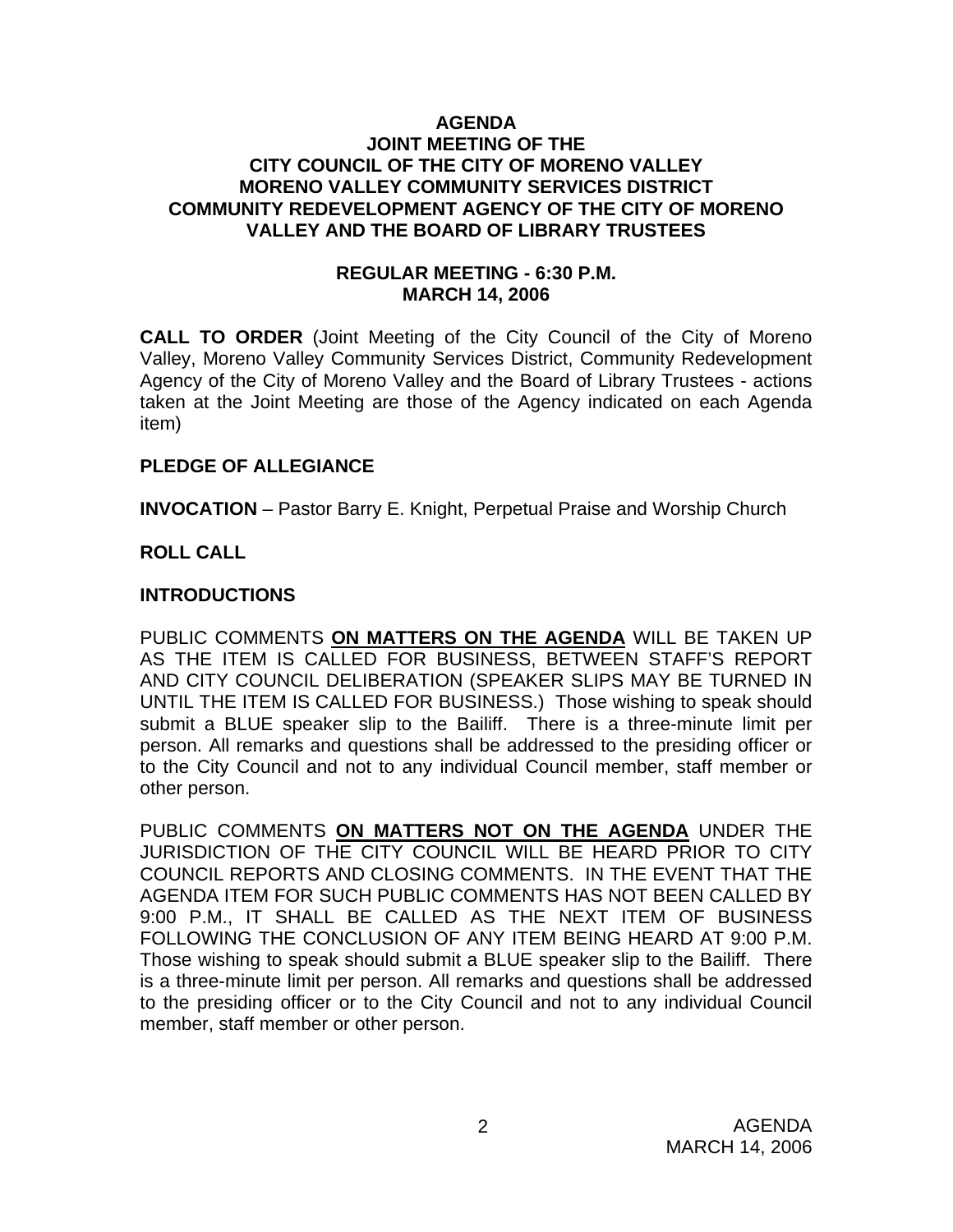# AGENDA
## JOINT MEETING OF THE CITY COUNCIL OF THE CITY OF MORENO VALLEY MORENO VALLEY COMMUNITY SERVICES DISTRICT COMMUNITY REDEVELOPMENT AGENCY OF THE CITY OF MORENO VALLEY AND THE BOARD OF LIBRARY TRUSTEES

### REGULAR MEETING - 6:30 P.M.
### MARCH 14, 2006

**CALL TO ORDER** (Joint Meeting of the City Council of the City of Moreno Valley, Moreno Valley Community Services District, Community Redevelopment Agency of the City of Moreno Valley and the Board of Library Trustees - actions taken at the Joint Meeting are those of the Agency indicated on each Agenda item)

**PLEDGE OF ALLEGIANCE**

**INVOCATION** – Pastor Barry E. Knight, Perpetual Praise and Worship Church

**ROLL CALL**

**INTRODUCTIONS**

PUBLIC COMMENTS **ON MATTERS ON THE AGENDA** WILL BE TAKEN UP AS THE ITEM IS CALLED FOR BUSINESS, BETWEEN STAFF'S REPORT AND CITY COUNCIL DELIBERATION (SPEAKER SLIPS MAY BE TURNED IN UNTIL THE ITEM IS CALLED FOR BUSINESS.) Those wishing to speak should submit a BLUE speaker slip to the Bailiff. There is a three-minute limit per person. All remarks and questions shall be addressed to the presiding officer or to the City Council and not to any individual Council member, staff member or other person.

PUBLIC COMMENTS **ON MATTERS NOT ON THE AGENDA** UNDER THE JURISDICTION OF THE CITY COUNCIL WILL BE HEARD PRIOR TO CITY COUNCIL REPORTS AND CLOSING COMMENTS. IN THE EVENT THAT THE AGENDA ITEM FOR SUCH PUBLIC COMMENTS HAS NOT BEEN CALLED BY 9:00 P.M., IT SHALL BE CALLED AS THE NEXT ITEM OF BUSINESS FOLLOWING THE CONCLUSION OF ANY ITEM BEING HEARD AT 9:00 P.M. Those wishing to speak should submit a BLUE speaker slip to the Bailiff. There is a three-minute limit per person. All remarks and questions shall be addressed to the presiding officer or to the City Council and not to any individual Council member, staff member or other person.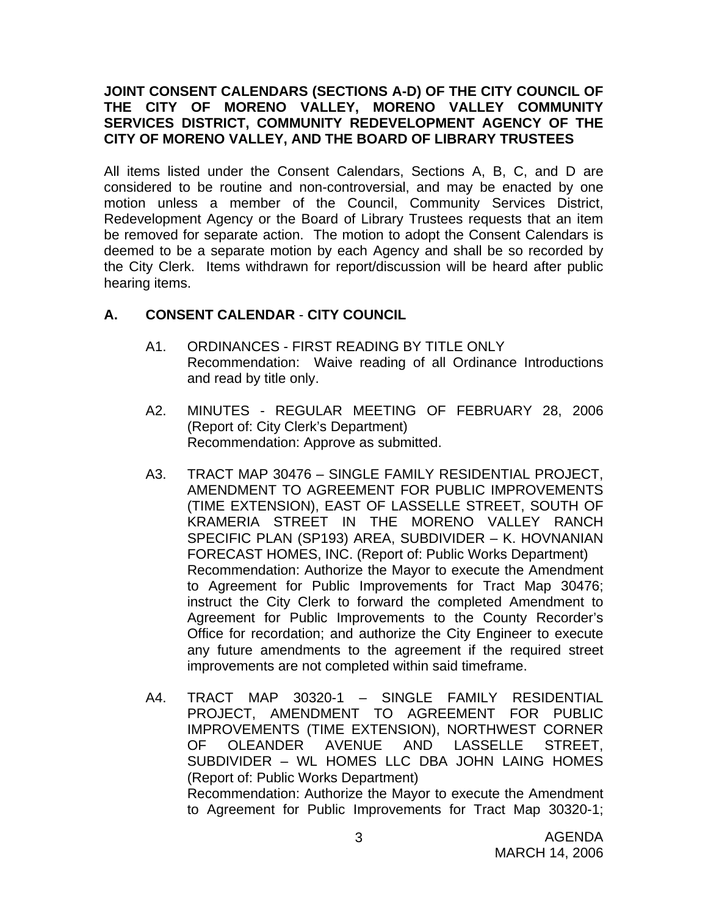**JOINT CONSENT CALENDARS (SECTIONS A-D) OF THE CITY COUNCIL OF THE CITY OF MORENO VALLEY, MORENO VALLEY COMMUNITY SERVICES DISTRICT, COMMUNITY REDEVELOPMENT AGENCY OF THE CITY OF MORENO VALLEY, AND THE BOARD OF LIBRARY TRUSTEES**

All items listed under the Consent Calendars, Sections A, B, C, and D are considered to be routine and non-controversial, and may be enacted by one motion unless a member of the Council, Community Services District, Redevelopment Agency or the Board of Library Trustees requests that an item be removed for separate action. The motion to adopt the Consent Calendars is deemed to be a separate motion by each Agency and shall be so recorded by the City Clerk. Items withdrawn for report/discussion will be heard after public hearing items.

## A. CONSENT CALENDAR - CITY COUNCIL

A1. ORDINANCES - FIRST READING BY TITLE ONLY
Recommendation: Waive reading of all Ordinance Introductions and read by title only.

A2. MINUTES - REGULAR MEETING OF FEBRUARY 28, 2006 (Report of: City Clerk's Department)
Recommendation: Approve as submitted.

A3. TRACT MAP 30476 – SINGLE FAMILY RESIDENTIAL PROJECT, AMENDMENT TO AGREEMENT FOR PUBLIC IMPROVEMENTS (TIME EXTENSION), EAST OF LASSELLE STREET, SOUTH OF KRAMERIA STREET IN THE MORENO VALLEY RANCH SPECIFIC PLAN (SP193) AREA, SUBDIVIDER – K. HOVNANIAN FORECAST HOMES, INC. (Report of: Public Works Department)
Recommendation: Authorize the Mayor to execute the Amendment to Agreement for Public Improvements for Tract Map 30476; instruct the City Clerk to forward the completed Amendment to Agreement for Public Improvements to the County Recorder's Office for recordation; and authorize the City Engineer to execute any future amendments to the agreement if the required street improvements are not completed within said timeframe.

A4. TRACT MAP 30320-1 – SINGLE FAMILY RESIDENTIAL PROJECT, AMENDMENT TO AGREEMENT FOR PUBLIC IMPROVEMENTS (TIME EXTENSION), NORTHWEST CORNER OF OLEANDER AVENUE AND LASSELLE STREET, SUBDIVIDER – WL HOMES LLC DBA JOHN LAING HOMES (Report of: Public Works Department)
Recommendation: Authorize the Mayor to execute the Amendment to Agreement for Public Improvements for Tract Map 30320-1;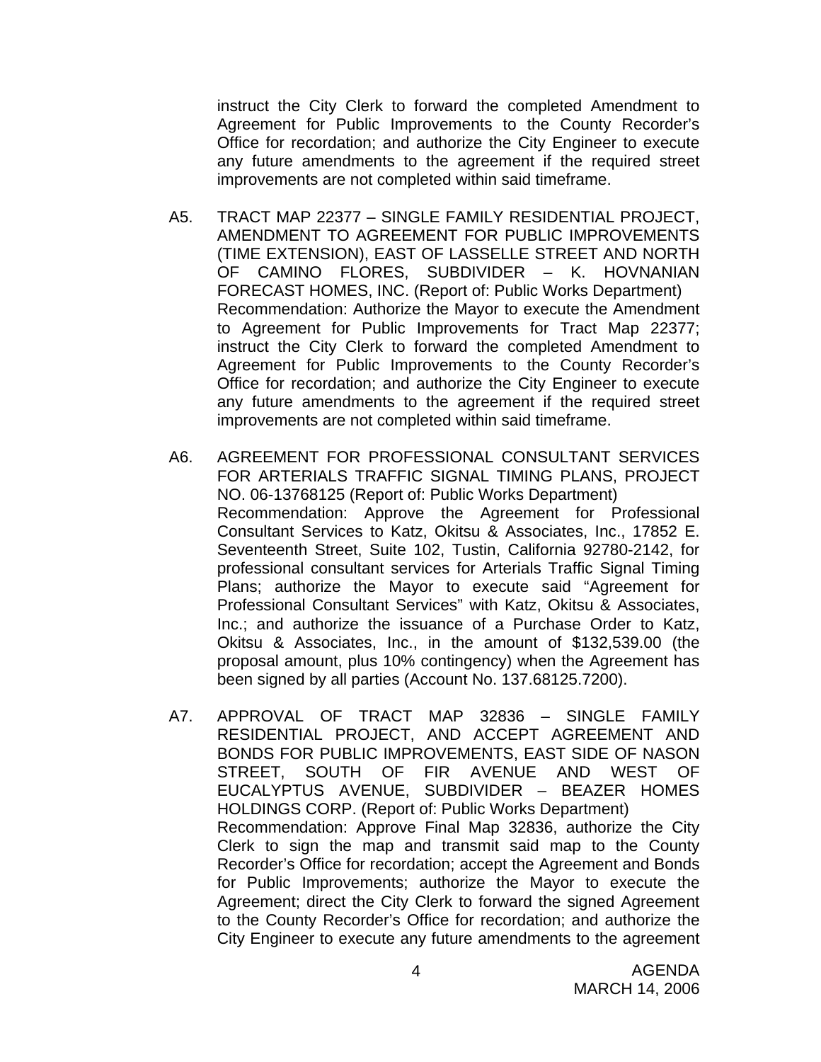instruct the City Clerk to forward the completed Amendment to Agreement for Public Improvements to the County Recorder's Office for recordation; and authorize the City Engineer to execute any future amendments to the agreement if the required street improvements are not completed within said timeframe.

A5. TRACT MAP 22377 – SINGLE FAMILY RESIDENTIAL PROJECT, AMENDMENT TO AGREEMENT FOR PUBLIC IMPROVEMENTS (TIME EXTENSION), EAST OF LASSELLE STREET AND NORTH OF CAMINO FLORES, SUBDIVIDER – K. HOVNANIAN FORECAST HOMES, INC. (Report of: Public Works Department)
Recommendation: Authorize the Mayor to execute the Amendment to Agreement for Public Improvements for Tract Map 22377; instruct the City Clerk to forward the completed Amendment to Agreement for Public Improvements to the County Recorder's Office for recordation; and authorize the City Engineer to execute any future amendments to the agreement if the required street improvements are not completed within said timeframe.

A6. AGREEMENT FOR PROFESSIONAL CONSULTANT SERVICES FOR ARTERIALS TRAFFIC SIGNAL TIMING PLANS, PROJECT NO. 06-13768125 (Report of: Public Works Department)
Recommendation: Approve the Agreement for Professional Consultant Services to Katz, Okitsu & Associates, Inc., 17852 E. Seventeenth Street, Suite 102, Tustin, California 92780-2142, for professional consultant services for Arterials Traffic Signal Timing Plans; authorize the Mayor to execute said "Agreement for Professional Consultant Services" with Katz, Okitsu & Associates, Inc.; and authorize the issuance of a Purchase Order to Katz, Okitsu & Associates, Inc., in the amount of $132,539.00 (the proposal amount, plus 10% contingency) when the Agreement has been signed by all parties (Account No. 137.68125.7200).

A7. APPROVAL OF TRACT MAP 32836 – SINGLE FAMILY RESIDENTIAL PROJECT, AND ACCEPT AGREEMENT AND BONDS FOR PUBLIC IMPROVEMENTS, EAST SIDE OF NASON STREET, SOUTH OF FIR AVENUE AND WEST OF EUCALYPTUS AVENUE, SUBDIVIDER – BEAZER HOMES HOLDINGS CORP. (Report of: Public Works Department)
Recommendation: Approve Final Map 32836, authorize the City Clerk to sign the map and transmit said map to the County Recorder's Office for recordation; accept the Agreement and Bonds for Public Improvements; authorize the Mayor to execute the Agreement; direct the City Clerk to forward the signed Agreement to the County Recorder's Office for recordation; and authorize the City Engineer to execute any future amendments to the agreement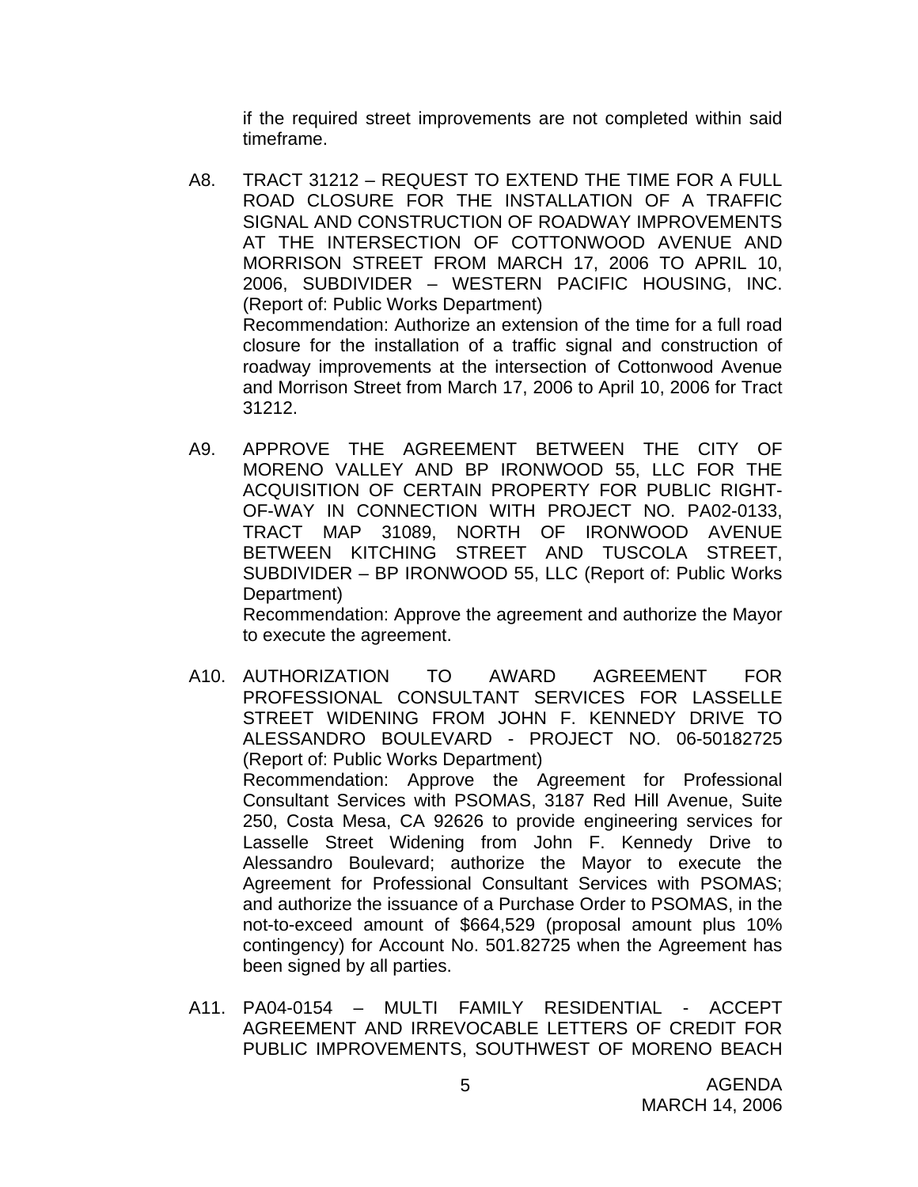if the required street improvements are not completed within said timeframe.

A8. TRACT 31212 – REQUEST TO EXTEND THE TIME FOR A FULL ROAD CLOSURE FOR THE INSTALLATION OF A TRAFFIC SIGNAL AND CONSTRUCTION OF ROADWAY IMPROVEMENTS AT THE INTERSECTION OF COTTONWOOD AVENUE AND MORRISON STREET FROM MARCH 17, 2006 TO APRIL 10, 2006, SUBDIVIDER – WESTERN PACIFIC HOUSING, INC. (Report of: Public Works Department)
Recommendation: Authorize an extension of the time for a full road closure for the installation of a traffic signal and construction of roadway improvements at the intersection of Cottonwood Avenue and Morrison Street from March 17, 2006 to April 10, 2006 for Tract 31212.

A9. APPROVE THE AGREEMENT BETWEEN THE CITY OF MORENO VALLEY AND BP IRONWOOD 55, LLC FOR THE ACQUISITION OF CERTAIN PROPERTY FOR PUBLIC RIGHT-OF-WAY IN CONNECTION WITH PROJECT NO. PA02-0133, TRACT MAP 31089, NORTH OF IRONWOOD AVENUE BETWEEN KITCHING STREET AND TUSCOLA STREET, SUBDIVIDER – BP IRONWOOD 55, LLC (Report of: Public Works Department)
Recommendation: Approve the agreement and authorize the Mayor to execute the agreement.

A10. AUTHORIZATION TO AWARD AGREEMENT FOR PROFESSIONAL CONSULTANT SERVICES FOR LASSELLE STREET WIDENING FROM JOHN F. KENNEDY DRIVE TO ALESSANDRO BOULEVARD - PROJECT NO. 06-50182725 (Report of: Public Works Department)
Recommendation: Approve the Agreement for Professional Consultant Services with PSOMAS, 3187 Red Hill Avenue, Suite 250, Costa Mesa, CA 92626 to provide engineering services for Lasselle Street Widening from John F. Kennedy Drive to Alessandro Boulevard; authorize the Mayor to execute the Agreement for Professional Consultant Services with PSOMAS; and authorize the issuance of a Purchase Order to PSOMAS, in the not-to-exceed amount of $664,529 (proposal amount plus 10% contingency) for Account No. 501.82725 when the Agreement has been signed by all parties.

A11. PA04-0154 – MULTI FAMILY RESIDENTIAL - ACCEPT AGREEMENT AND IRREVOCABLE LETTERS OF CREDIT FOR PUBLIC IMPROVEMENTS, SOUTHWEST OF MORENO BEACH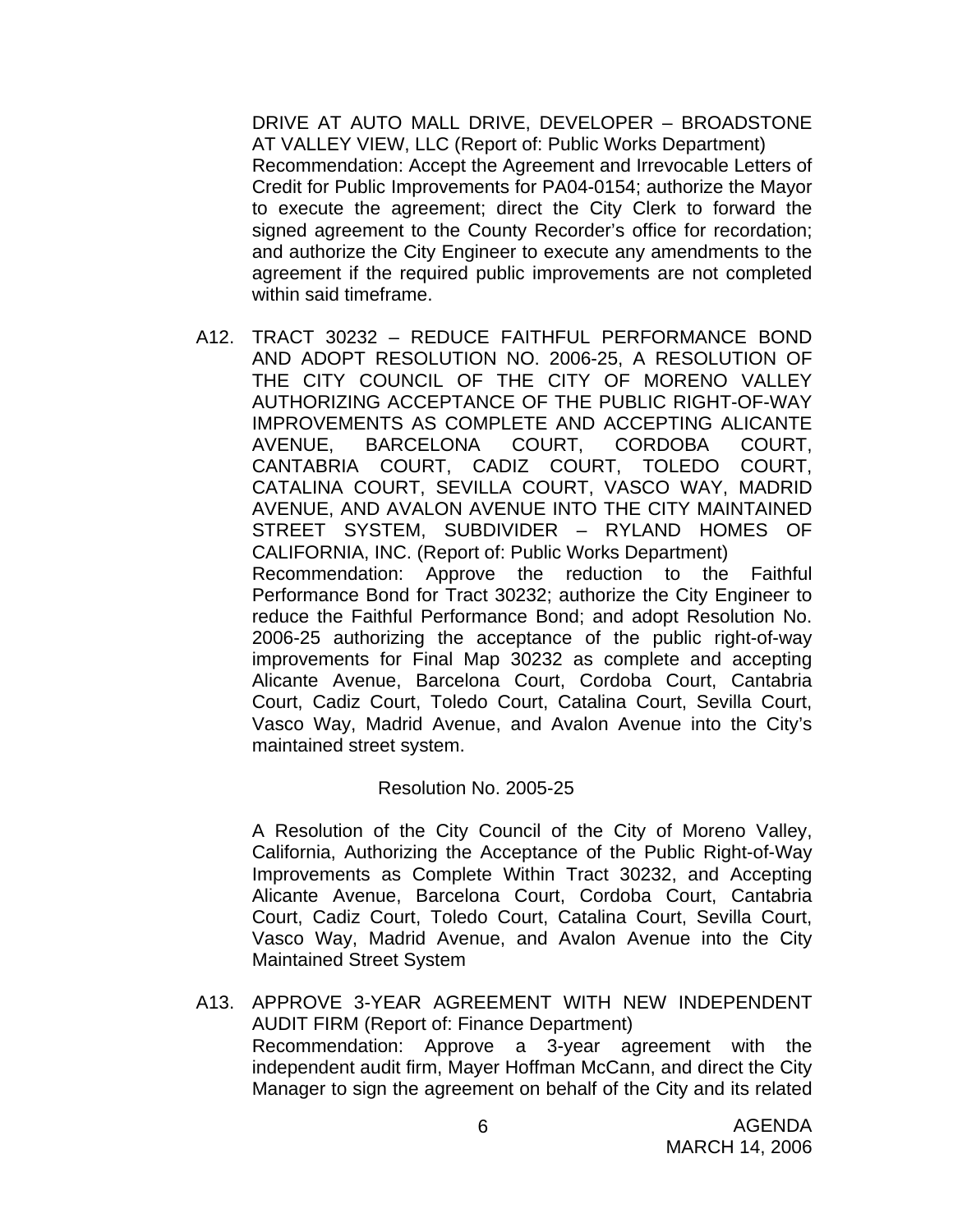DRIVE AT AUTO MALL DRIVE, DEVELOPER – BROADSTONE AT VALLEY VIEW, LLC (Report of: Public Works Department)
Recommendation: Accept the Agreement and Irrevocable Letters of Credit for Public Improvements for PA04-0154; authorize the Mayor to execute the agreement; direct the City Clerk to forward the signed agreement to the County Recorder's office for recordation; and authorize the City Engineer to execute any amendments to the agreement if the required public improvements are not completed within said timeframe.

A12. TRACT 30232 – REDUCE FAITHFUL PERFORMANCE BOND AND ADOPT RESOLUTION NO. 2006-25, A RESOLUTION OF THE CITY COUNCIL OF THE CITY OF MORENO VALLEY AUTHORIZING ACCEPTANCE OF THE PUBLIC RIGHT-OF-WAY IMPROVEMENTS AS COMPLETE AND ACCEPTING ALICANTE AVENUE, BARCELONA COURT, CORDOBA COURT, CANTABRIA COURT, CADIZ COURT, TOLEDO COURT, CATALINA COURT, SEVILLA COURT, VASCO WAY, MADRID AVENUE, AND AVALON AVENUE INTO THE CITY MAINTAINED STREET SYSTEM, SUBDIVIDER – RYLAND HOMES OF CALIFORNIA, INC. (Report of: Public Works Department)
Recommendation: Approve the reduction to the Faithful Performance Bond for Tract 30232; authorize the City Engineer to reduce the Faithful Performance Bond; and adopt Resolution No. 2006-25 authorizing the acceptance of the public right-of-way improvements for Final Map 30232 as complete and accepting Alicante Avenue, Barcelona Court, Cordoba Court, Cantabria Court, Cadiz Court, Toledo Court, Catalina Court, Sevilla Court, Vasco Way, Madrid Avenue, and Avalon Avenue into the City's maintained street system.

Resolution No. 2005-25

A Resolution of the City Council of the City of Moreno Valley, California, Authorizing the Acceptance of the Public Right-of-Way Improvements as Complete Within Tract 30232, and Accepting Alicante Avenue, Barcelona Court, Cordoba Court, Cantabria Court, Cadiz Court, Toledo Court, Catalina Court, Sevilla Court, Vasco Way, Madrid Avenue, and Avalon Avenue into the City Maintained Street System

A13. APPROVE 3-YEAR AGREEMENT WITH NEW INDEPENDENT AUDIT FIRM (Report of: Finance Department)
Recommendation: Approve a 3-year agreement with the independent audit firm, Mayer Hoffman McCann, and direct the City Manager to sign the agreement on behalf of the City and its related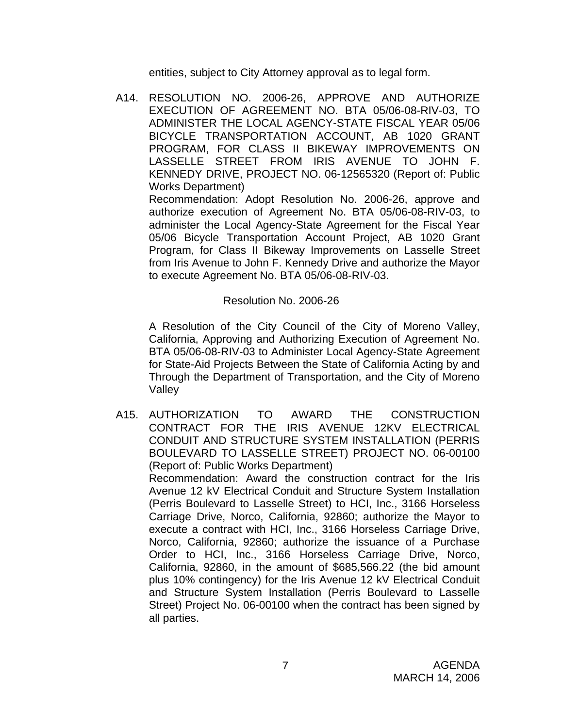entities, subject to City Attorney approval as to legal form.

A14. RESOLUTION NO. 2006-26, APPROVE AND AUTHORIZE EXECUTION OF AGREEMENT NO. BTA 05/06-08-RIV-03, TO ADMINISTER THE LOCAL AGENCY-STATE FISCAL YEAR 05/06 BICYCLE TRANSPORTATION ACCOUNT, AB 1020 GRANT PROGRAM, FOR CLASS II BIKEWAY IMPROVEMENTS ON LASSELLE STREET FROM IRIS AVENUE TO JOHN F. KENNEDY DRIVE, PROJECT NO. 06-12565320 (Report of: Public Works Department)

Recommendation: Adopt Resolution No. 2006-26, approve and authorize execution of Agreement No. BTA 05/06-08-RIV-03, to administer the Local Agency-State Agreement for the Fiscal Year 05/06 Bicycle Transportation Account Project, AB 1020 Grant Program, for Class II Bikeway Improvements on Lasselle Street from Iris Avenue to John F. Kennedy Drive and authorize the Mayor to execute Agreement No. BTA 05/06-08-RIV-03.

Resolution No. 2006-26

A Resolution of the City Council of the City of Moreno Valley, California, Approving and Authorizing Execution of Agreement No. BTA 05/06-08-RIV-03 to Administer Local Agency-State Agreement for State-Aid Projects Between the State of California Acting by and Through the Department of Transportation, and the City of Moreno Valley

A15. AUTHORIZATION TO AWARD THE CONSTRUCTION CONTRACT FOR THE IRIS AVENUE 12KV ELECTRICAL CONDUIT AND STRUCTURE SYSTEM INSTALLATION (PERRIS BOULEVARD TO LASSELLE STREET) PROJECT NO. 06-00100 (Report of: Public Works Department)

Recommendation: Award the construction contract for the Iris Avenue 12 kV Electrical Conduit and Structure System Installation (Perris Boulevard to Lasselle Street) to HCI, Inc., 3166 Horseless Carriage Drive, Norco, California, 92860; authorize the Mayor to execute a contract with HCI, Inc., 3166 Horseless Carriage Drive, Norco, California, 92860; authorize the issuance of a Purchase Order to HCI, Inc., 3166 Horseless Carriage Drive, Norco, California, 92860, in the amount of $685,566.22 (the bid amount plus 10% contingency) for the Iris Avenue 12 kV Electrical Conduit and Structure System Installation (Perris Boulevard to Lasselle Street) Project No. 06-00100 when the contract has been signed by all parties.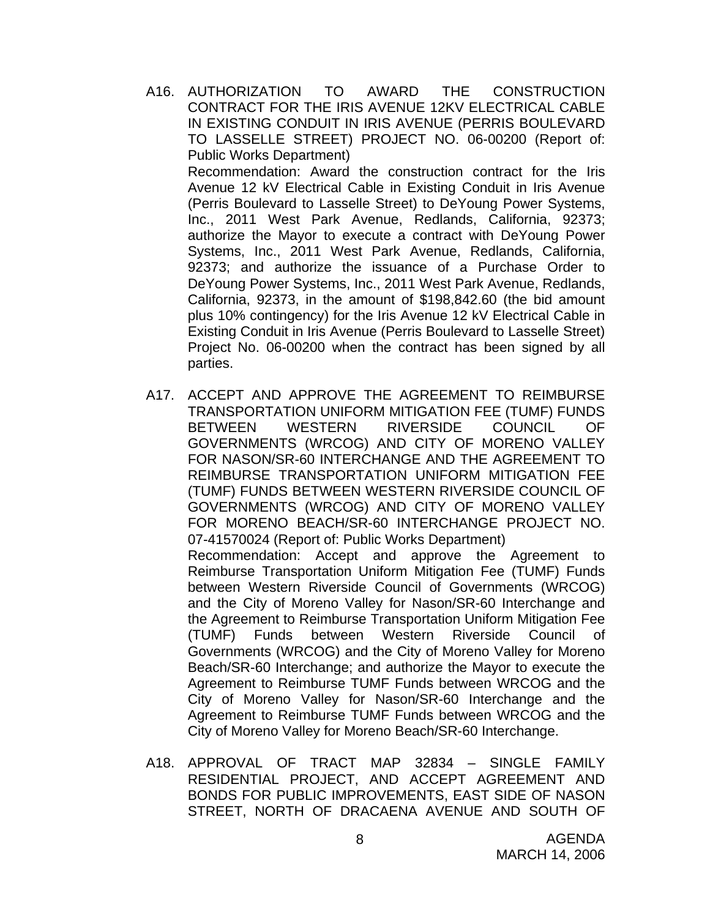A16. AUTHORIZATION TO AWARD THE CONSTRUCTION CONTRACT FOR THE IRIS AVENUE 12KV ELECTRICAL CABLE IN EXISTING CONDUIT IN IRIS AVENUE (PERRIS BOULEVARD TO LASSELLE STREET) PROJECT NO. 06-00200 (Report of: Public Works Department)

Recommendation: Award the construction contract for the Iris Avenue 12 kV Electrical Cable in Existing Conduit in Iris Avenue (Perris Boulevard to Lasselle Street) to DeYoung Power Systems, Inc., 2011 West Park Avenue, Redlands, California, 92373; authorize the Mayor to execute a contract with DeYoung Power Systems, Inc., 2011 West Park Avenue, Redlands, California, 92373; and authorize the issuance of a Purchase Order to DeYoung Power Systems, Inc., 2011 West Park Avenue, Redlands, California, 92373, in the amount of $198,842.60 (the bid amount plus 10% contingency) for the Iris Avenue 12 kV Electrical Cable in Existing Conduit in Iris Avenue (Perris Boulevard to Lasselle Street) Project No. 06-00200 when the contract has been signed by all parties.

A17. ACCEPT AND APPROVE THE AGREEMENT TO REIMBURSE TRANSPORTATION UNIFORM MITIGATION FEE (TUMF) FUNDS BETWEEN WESTERN RIVERSIDE COUNCIL OF GOVERNMENTS (WRCOG) AND CITY OF MORENO VALLEY FOR NASON/SR-60 INTERCHANGE AND THE AGREEMENT TO REIMBURSE TRANSPORTATION UNIFORM MITIGATION FEE (TUMF) FUNDS BETWEEN WESTERN RIVERSIDE COUNCIL OF GOVERNMENTS (WRCOG) AND CITY OF MORENO VALLEY FOR MORENO BEACH/SR-60 INTERCHANGE PROJECT NO. 07-41570024 (Report of: Public Works Department)

Recommendation: Accept and approve the Agreement to Reimburse Transportation Uniform Mitigation Fee (TUMF) Funds between Western Riverside Council of Governments (WRCOG) and the City of Moreno Valley for Nason/SR-60 Interchange and the Agreement to Reimburse Transportation Uniform Mitigation Fee (TUMF) Funds between Western Riverside Council of Governments (WRCOG) and the City of Moreno Valley for Moreno Beach/SR-60 Interchange; and authorize the Mayor to execute the Agreement to Reimburse TUMF Funds between WRCOG and the City of Moreno Valley for Nason/SR-60 Interchange and the Agreement to Reimburse TUMF Funds between WRCOG and the City of Moreno Valley for Moreno Beach/SR-60 Interchange.

A18. APPROVAL OF TRACT MAP 32834 – SINGLE FAMILY RESIDENTIAL PROJECT, AND ACCEPT AGREEMENT AND BONDS FOR PUBLIC IMPROVEMENTS, EAST SIDE OF NASON STREET, NORTH OF DRACAENA AVENUE AND SOUTH OF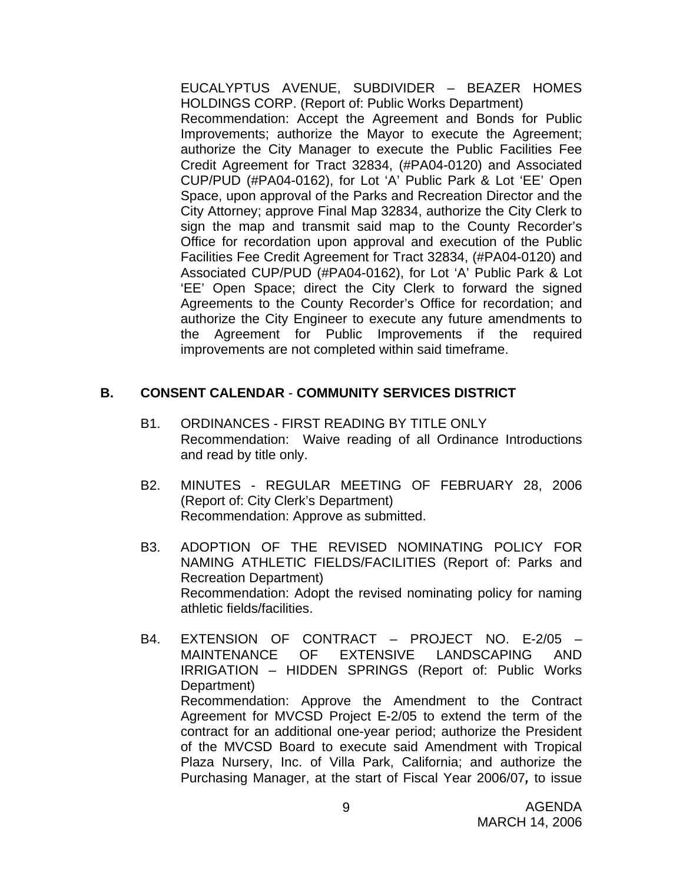EUCALYPTUS AVENUE, SUBDIVIDER – BEAZER HOMES HOLDINGS CORP. (Report of: Public Works Department)
Recommendation: Accept the Agreement and Bonds for Public Improvements; authorize the Mayor to execute the Agreement; authorize the City Manager to execute the Public Facilities Fee Credit Agreement for Tract 32834, (#PA04-0120) and Associated CUP/PUD (#PA04-0162), for Lot 'A' Public Park & Lot 'EE' Open Space, upon approval of the Parks and Recreation Director and the City Attorney; approve Final Map 32834, authorize the City Clerk to sign the map and transmit said map to the County Recorder's Office for recordation upon approval and execution of the Public Facilities Fee Credit Agreement for Tract 32834, (#PA04-0120) and Associated CUP/PUD (#PA04-0162), for Lot 'A' Public Park & Lot 'EE' Open Space; direct the City Clerk to forward the signed Agreements to the County Recorder's Office for recordation; and authorize the City Engineer to execute any future amendments to the Agreement for Public Improvements if the required improvements are not completed within said timeframe.

## B. CONSENT CALENDAR - COMMUNITY SERVICES DISTRICT

B1. ORDINANCES - FIRST READING BY TITLE ONLY
Recommendation: Waive reading of all Ordinance Introductions and read by title only.

B2. MINUTES - REGULAR MEETING OF FEBRUARY 28, 2006 (Report of: City Clerk's Department)
Recommendation: Approve as submitted.

B3. ADOPTION OF THE REVISED NOMINATING POLICY FOR NAMING ATHLETIC FIELDS/FACILITIES (Report of: Parks and Recreation Department)
Recommendation: Adopt the revised nominating policy for naming athletic fields/facilities.

B4. EXTENSION OF CONTRACT – PROJECT NO. E-2/05 – MAINTENANCE OF EXTENSIVE LANDSCAPING AND IRRIGATION – HIDDEN SPRINGS (Report of: Public Works Department)
Recommendation: Approve the Amendment to the Contract Agreement for MVCSD Project E-2/05 to extend the term of the contract for an additional one-year period; authorize the President of the MVCSD Board to execute said Amendment with Tropical Plaza Nursery, Inc. of Villa Park, California; and authorize the Purchasing Manager, at the start of Fiscal Year 2006/07*,* to issue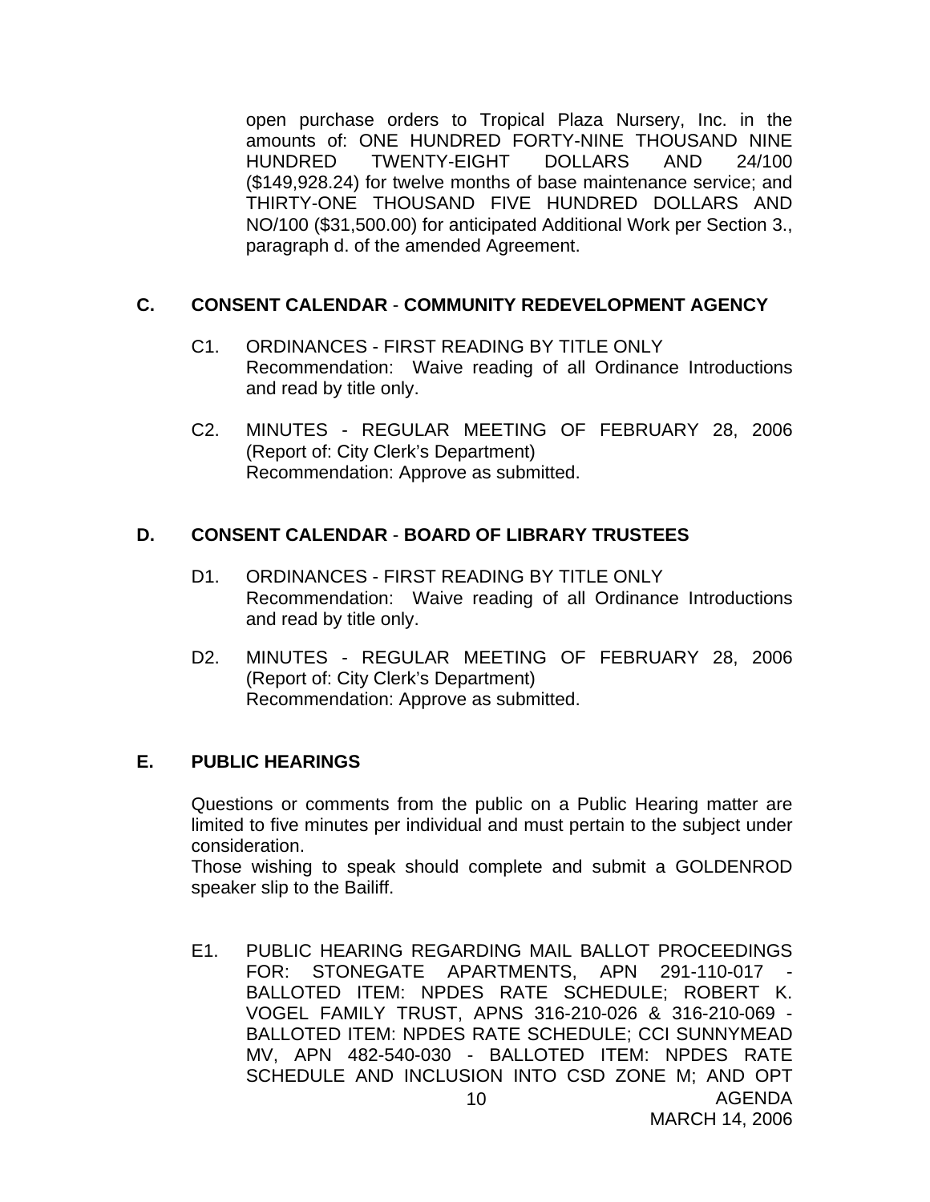open purchase orders to Tropical Plaza Nursery, Inc. in the amounts of: ONE HUNDRED FORTY-NINE THOUSAND NINE HUNDRED TWENTY-EIGHT DOLLARS AND 24/100 ($149,928.24) for twelve months of base maintenance service; and THIRTY-ONE THOUSAND FIVE HUNDRED DOLLARS AND NO/100 ($31,500.00) for anticipated Additional Work per Section 3., paragraph d. of the amended Agreement.

## C. CONSENT CALENDAR - COMMUNITY REDEVELOPMENT AGENCY

C1. ORDINANCES - FIRST READING BY TITLE ONLY
Recommendation: Waive reading of all Ordinance Introductions and read by title only.

C2. MINUTES - REGULAR MEETING OF FEBRUARY 28, 2006
(Report of: City Clerk's Department)
Recommendation: Approve as submitted.

## D. CONSENT CALENDAR - BOARD OF LIBRARY TRUSTEES

D1. ORDINANCES - FIRST READING BY TITLE ONLY
Recommendation: Waive reading of all Ordinance Introductions and read by title only.

D2. MINUTES - REGULAR MEETING OF FEBRUARY 28, 2006
(Report of: City Clerk's Department)
Recommendation: Approve as submitted.

## E. PUBLIC HEARINGS

Questions or comments from the public on a Public Hearing matter are limited to five minutes per individual and must pertain to the subject under consideration.
Those wishing to speak should complete and submit a GOLDENROD speaker slip to the Bailiff.

E1. PUBLIC HEARING REGARDING MAIL BALLOT PROCEEDINGS FOR: STONEGATE APARTMENTS, APN 291-110-017 - BALLOTED ITEM: NPDES RATE SCHEDULE; ROBERT K. VOGEL FAMILY TRUST, APNS 316-210-026 & 316-210-069 - BALLOTED ITEM: NPDES RATE SCHEDULE; CCI SUNNYMEAD MV, APN 482-540-030 - BALLOTED ITEM: NPDES RATE SCHEDULE AND INCLUSION INTO CSD ZONE M; AND OPT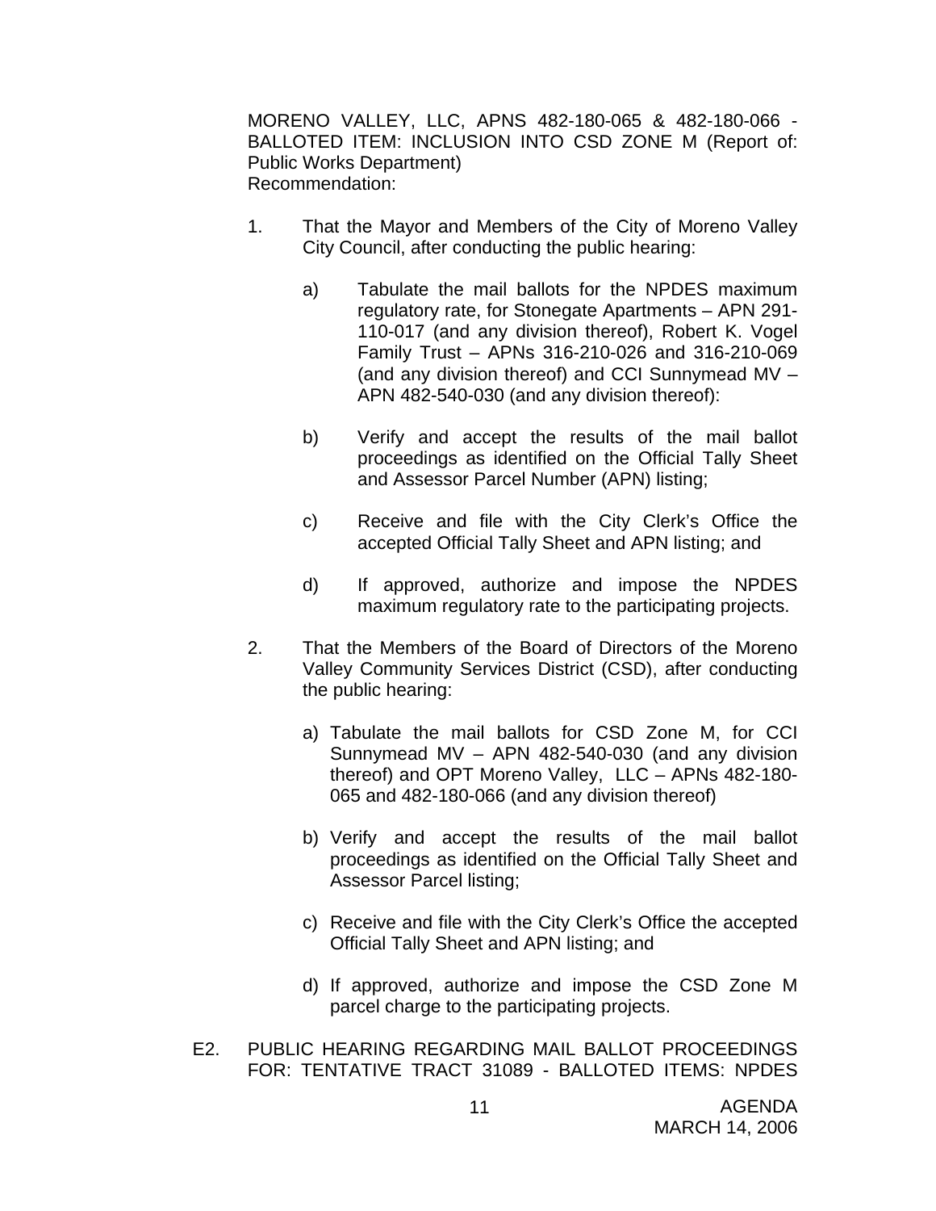MORENO VALLEY, LLC, APNS 482-180-065 & 482-180-066 - BALLOTED ITEM: INCLUSION INTO CSD ZONE M (Report of: Public Works Department)
Recommendation:

1. That the Mayor and Members of the City of Moreno Valley City Council, after conducting the public hearing:

   a) Tabulate the mail ballots for the NPDES maximum regulatory rate, for Stonegate Apartments – APN 291-110-017 (and any division thereof), Robert K. Vogel Family Trust – APNs 316-210-026 and 316-210-069 (and any division thereof) and CCI Sunnymead MV – APN 482-540-030 (and any division thereof):

   b) Verify and accept the results of the mail ballot proceedings as identified on the Official Tally Sheet and Assessor Parcel Number (APN) listing;

   c) Receive and file with the City Clerk's Office the accepted Official Tally Sheet and APN listing; and

   d) If approved, authorize and impose the NPDES maximum regulatory rate to the participating projects.

2. That the Members of the Board of Directors of the Moreno Valley Community Services District (CSD), after conducting the public hearing:

   a) Tabulate the mail ballots for CSD Zone M, for CCI Sunnymead MV – APN 482-540-030 (and any division thereof) and OPT Moreno Valley, LLC – APNs 482-180-065 and 482-180-066 (and any division thereof)

   b) Verify and accept the results of the mail ballot proceedings as identified on the Official Tally Sheet and Assessor Parcel listing;

   c) Receive and file with the City Clerk's Office the accepted Official Tally Sheet and APN listing; and

   d) If approved, authorize and impose the CSD Zone M parcel charge to the participating projects.

E2. PUBLIC HEARING REGARDING MAIL BALLOT PROCEEDINGS FOR: TENTATIVE TRACT 31089 - BALLOTED ITEMS: NPDES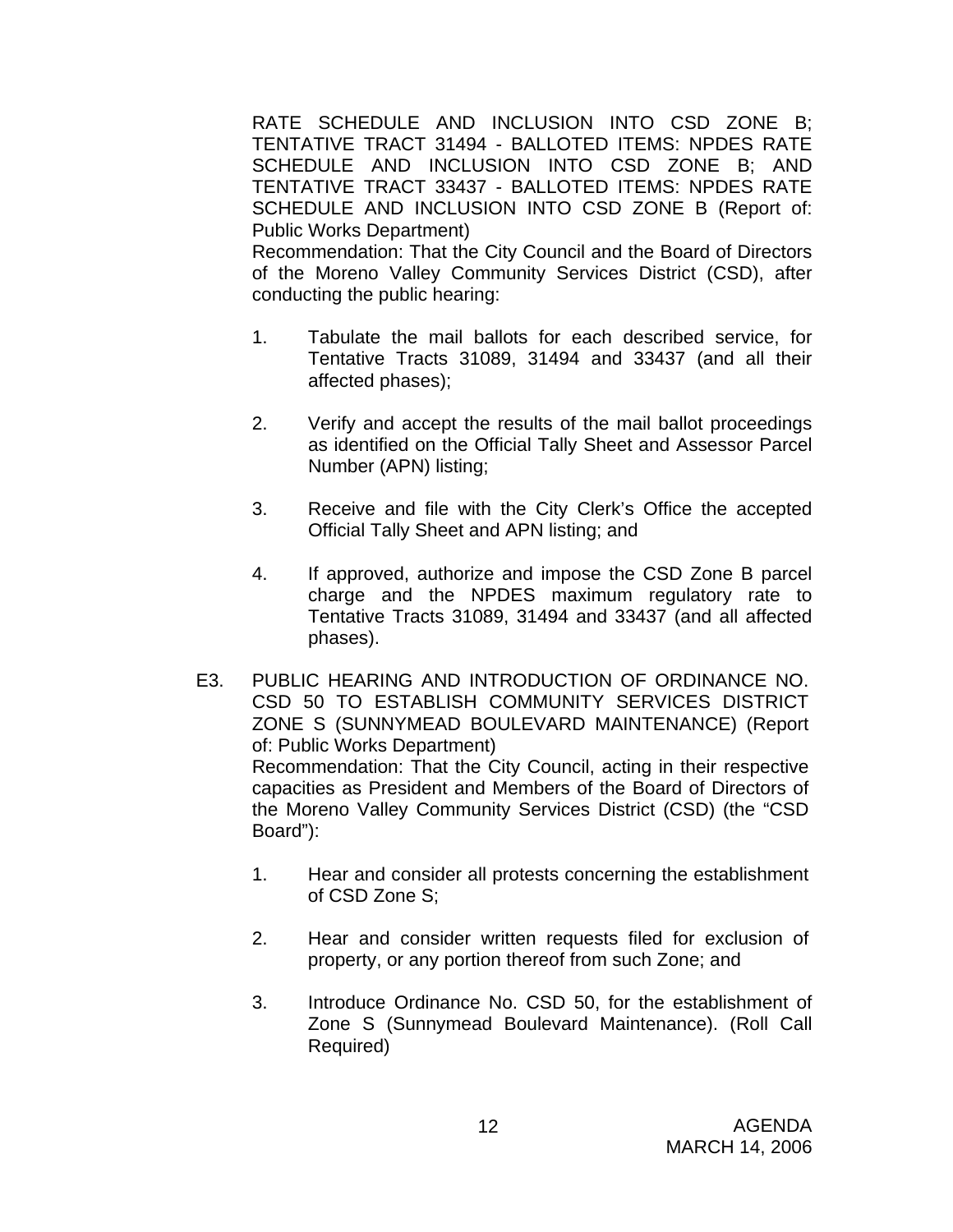RATE SCHEDULE AND INCLUSION INTO CSD ZONE B; TENTATIVE TRACT 31494 - BALLOTED ITEMS: NPDES RATE SCHEDULE AND INCLUSION INTO CSD ZONE B; AND TENTATIVE TRACT 33437 - BALLOTED ITEMS: NPDES RATE SCHEDULE AND INCLUSION INTO CSD ZONE B (Report of: Public Works Department)

Recommendation: That the City Council and the Board of Directors of the Moreno Valley Community Services District (CSD), after conducting the public hearing:

1. Tabulate the mail ballots for each described service, for Tentative Tracts 31089, 31494 and 33437 (and all their affected phases);

2. Verify and accept the results of the mail ballot proceedings as identified on the Official Tally Sheet and Assessor Parcel Number (APN) listing;

3. Receive and file with the City Clerk's Office the accepted Official Tally Sheet and APN listing; and

4. If approved, authorize and impose the CSD Zone B parcel charge and the NPDES maximum regulatory rate to Tentative Tracts 31089, 31494 and 33437 (and all affected phases).

E3. PUBLIC HEARING AND INTRODUCTION OF ORDINANCE NO. CSD 50 TO ESTABLISH COMMUNITY SERVICES DISTRICT ZONE S (SUNNYMEAD BOULEVARD MAINTENANCE) (Report of: Public Works Department)

Recommendation: That the City Council, acting in their respective capacities as President and Members of the Board of Directors of the Moreno Valley Community Services District (CSD) (the "CSD Board"):

1. Hear and consider all protests concerning the establishment of CSD Zone S;

2. Hear and consider written requests filed for exclusion of property, or any portion thereof from such Zone; and

3. Introduce Ordinance No. CSD 50, for the establishment of Zone S (Sunnymead Boulevard Maintenance). (Roll Call Required)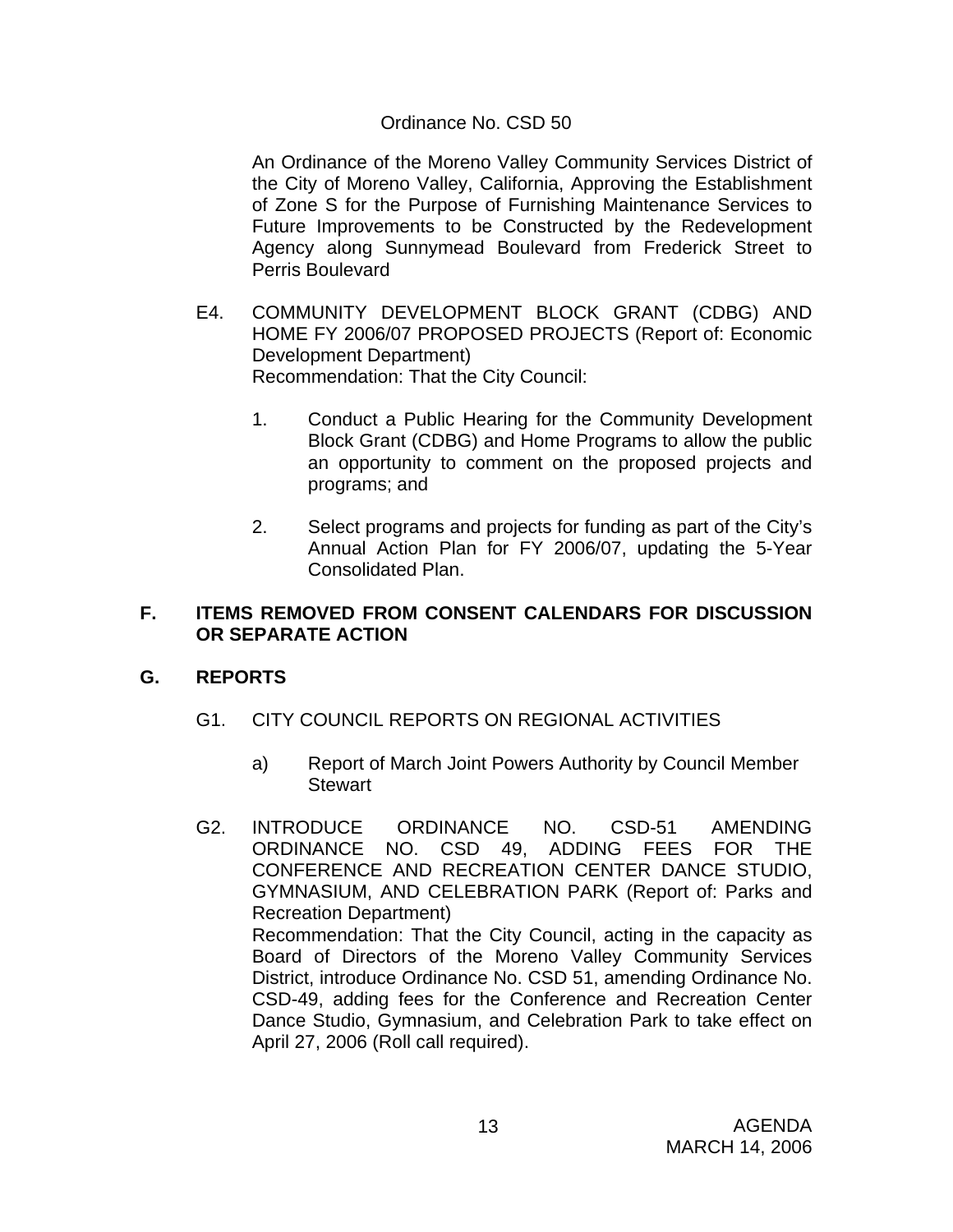Ordinance No. CSD 50

An Ordinance of the Moreno Valley Community Services District of the City of Moreno Valley, California, Approving the Establishment of Zone S for the Purpose of Furnishing Maintenance Services to Future Improvements to be Constructed by the Redevelopment Agency along Sunnymead Boulevard from Frederick Street to Perris Boulevard

E4. COMMUNITY DEVELOPMENT BLOCK GRANT (CDBG) AND HOME FY 2006/07 PROPOSED PROJECTS (Report of: Economic Development Department)
Recommendation: That the City Council:

1. Conduct a Public Hearing for the Community Development Block Grant (CDBG) and Home Programs to allow the public an opportunity to comment on the proposed projects and programs; and

2. Select programs and projects for funding as part of the City's Annual Action Plan for FY 2006/07, updating the 5-Year Consolidated Plan.

## F. ITEMS REMOVED FROM CONSENT CALENDARS FOR DISCUSSION OR SEPARATE ACTION

## G. REPORTS

G1. CITY COUNCIL REPORTS ON REGIONAL ACTIVITIES

a) Report of March Joint Powers Authority by Council Member Stewart

G2. INTRODUCE ORDINANCE NO. CSD-51 AMENDING ORDINANCE NO. CSD 49, ADDING FEES FOR THE CONFERENCE AND RECREATION CENTER DANCE STUDIO, GYMNASIUM, AND CELEBRATION PARK (Report of: Parks and Recreation Department)
Recommendation: That the City Council, acting in the capacity as Board of Directors of the Moreno Valley Community Services District, introduce Ordinance No. CSD 51, amending Ordinance No. CSD-49, adding fees for the Conference and Recreation Center Dance Studio, Gymnasium, and Celebration Park to take effect on April 27, 2006 (Roll call required).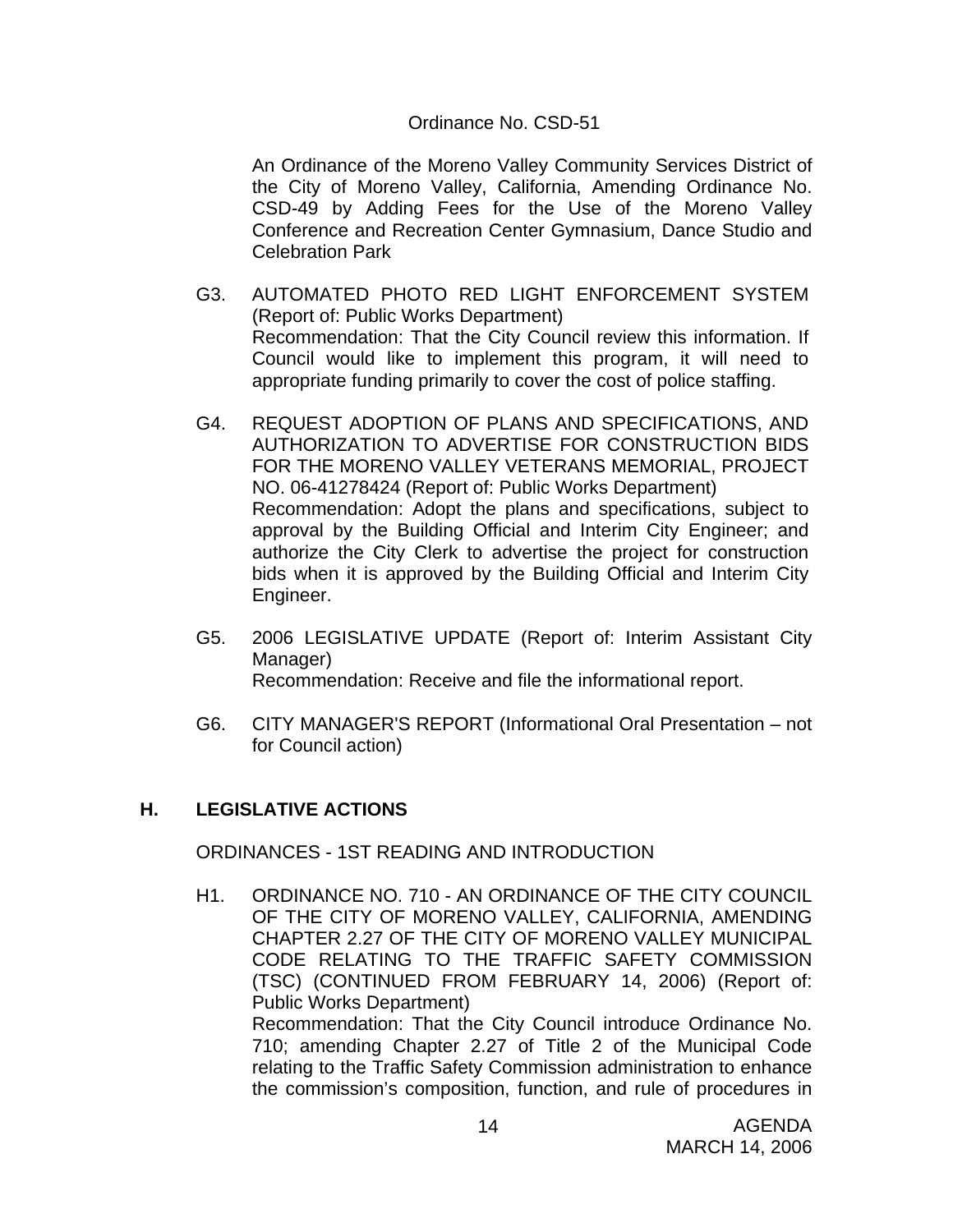Ordinance No. CSD-51

An Ordinance of the Moreno Valley Community Services District of the City of Moreno Valley, California, Amending Ordinance No. CSD-49 by Adding Fees for the Use of the Moreno Valley Conference and Recreation Center Gymnasium, Dance Studio and Celebration Park

G3. AUTOMATED PHOTO RED LIGHT ENFORCEMENT SYSTEM (Report of: Public Works Department)
Recommendation: That the City Council review this information. If Council would like to implement this program, it will need to appropriate funding primarily to cover the cost of police staffing.

G4. REQUEST ADOPTION OF PLANS AND SPECIFICATIONS, AND AUTHORIZATION TO ADVERTISE FOR CONSTRUCTION BIDS FOR THE MORENO VALLEY VETERANS MEMORIAL, PROJECT NO. 06-41278424 (Report of: Public Works Department)
Recommendation: Adopt the plans and specifications, subject to approval by the Building Official and Interim City Engineer; and authorize the City Clerk to advertise the project for construction bids when it is approved by the Building Official and Interim City Engineer.

G5. 2006 LEGISLATIVE UPDATE (Report of: Interim Assistant City Manager)
Recommendation: Receive and file the informational report.

G6. CITY MANAGER'S REPORT (Informational Oral Presentation – not for Council action)

## H. LEGISLATIVE ACTIONS

ORDINANCES - 1ST READING AND INTRODUCTION

H1. ORDINANCE NO. 710 - AN ORDINANCE OF THE CITY COUNCIL OF THE CITY OF MORENO VALLEY, CALIFORNIA, AMENDING CHAPTER 2.27 OF THE CITY OF MORENO VALLEY MUNICIPAL CODE RELATING TO THE TRAFFIC SAFETY COMMISSION (TSC) (CONTINUED FROM FEBRUARY 14, 2006) (Report of: Public Works Department)
Recommendation: That the City Council introduce Ordinance No. 710; amending Chapter 2.27 of Title 2 of the Municipal Code relating to the Traffic Safety Commission administration to enhance the commission's composition, function, and rule of procedures in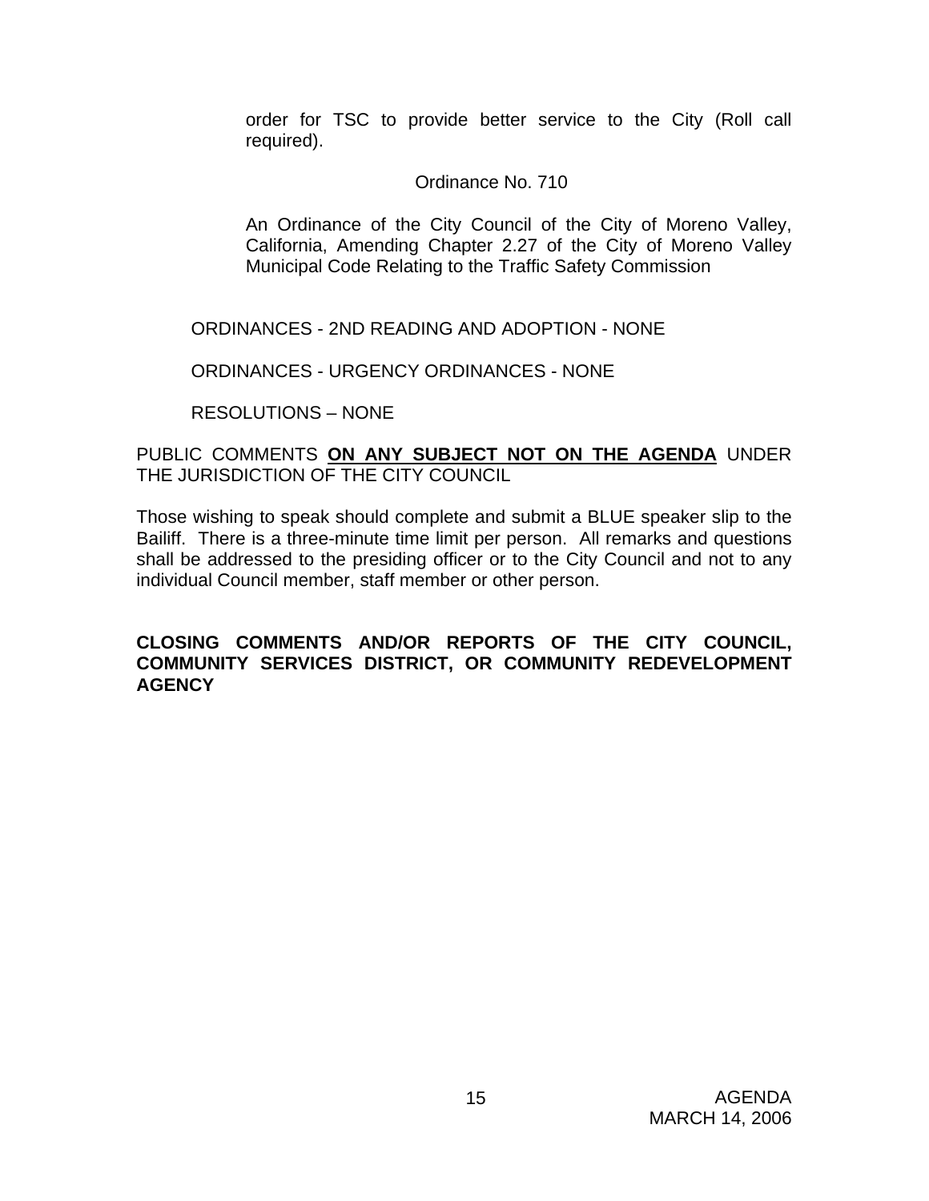order for TSC to provide better service to the City (Roll call required).

Ordinance No. 710

An Ordinance of the City Council of the City of Moreno Valley, California, Amending Chapter 2.27 of the City of Moreno Valley Municipal Code Relating to the Traffic Safety Commission

ORDINANCES - 2ND READING AND ADOPTION - NONE

ORDINANCES - URGENCY ORDINANCES - NONE

RESOLUTIONS – NONE

PUBLIC COMMENTS **ON ANY SUBJECT NOT ON THE AGENDA** UNDER THE JURISDICTION OF THE CITY COUNCIL

Those wishing to speak should complete and submit a BLUE speaker slip to the Bailiff. There is a three-minute time limit per person. All remarks and questions shall be addressed to the presiding officer or to the City Council and not to any individual Council member, staff member or other person.

**CLOSING COMMENTS AND/OR REPORTS OF THE CITY COUNCIL, COMMUNITY SERVICES DISTRICT, OR COMMUNITY REDEVELOPMENT AGENCY**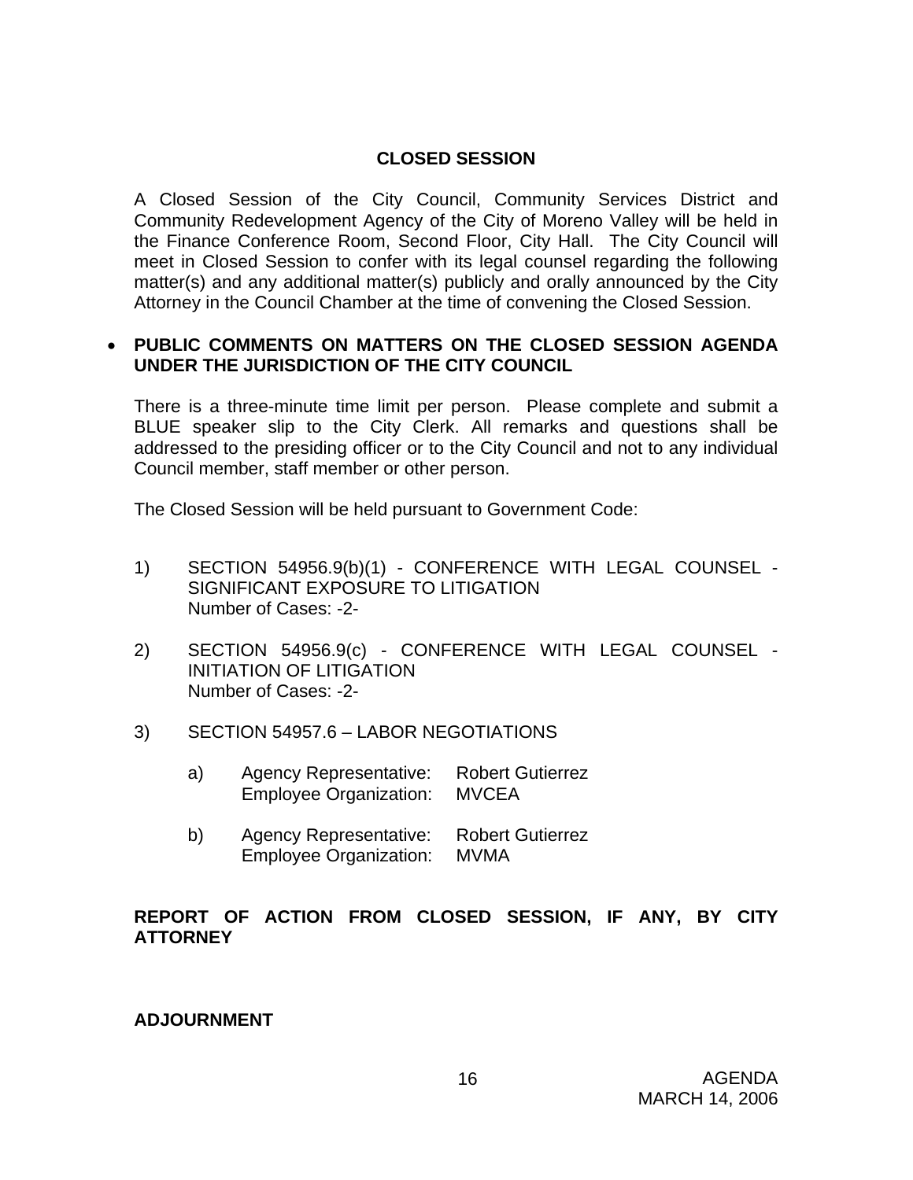## CLOSED SESSION

A Closed Session of the City Council, Community Services District and Community Redevelopment Agency of the City of Moreno Valley will be held in the Finance Conference Room, Second Floor, City Hall. The City Council will meet in Closed Session to confer with its legal counsel regarding the following matter(s) and any additional matter(s) publicly and orally announced by the City Attorney in the Council Chamber at the time of convening the Closed Session.

- **PUBLIC COMMENTS ON MATTERS ON THE CLOSED SESSION AGENDA UNDER THE JURISDICTION OF THE CITY COUNCIL**

There is a three-minute time limit per person. Please complete and submit a BLUE speaker slip to the City Clerk. All remarks and questions shall be addressed to the presiding officer or to the City Council and not to any individual Council member, staff member or other person.

The Closed Session will be held pursuant to Government Code:

1) SECTION 54956.9(b)(1) - CONFERENCE WITH LEGAL COUNSEL - SIGNIFICANT EXPOSURE TO LITIGATION
   Number of Cases: -2-

2) SECTION 54956.9(c) - CONFERENCE WITH LEGAL COUNSEL - INITIATION OF LITIGATION
   Number of Cases: -2-

3) SECTION 54957.6 – LABOR NEGOTIATIONS

   a) Agency Representative: Robert Gutierrez
      Employee Organization: MVCEA

   b) Agency Representative: Robert Gutierrez
      Employee Organization: MVMA

**REPORT OF ACTION FROM CLOSED SESSION, IF ANY, BY CITY ATTORNEY**

**ADJOURNMENT**